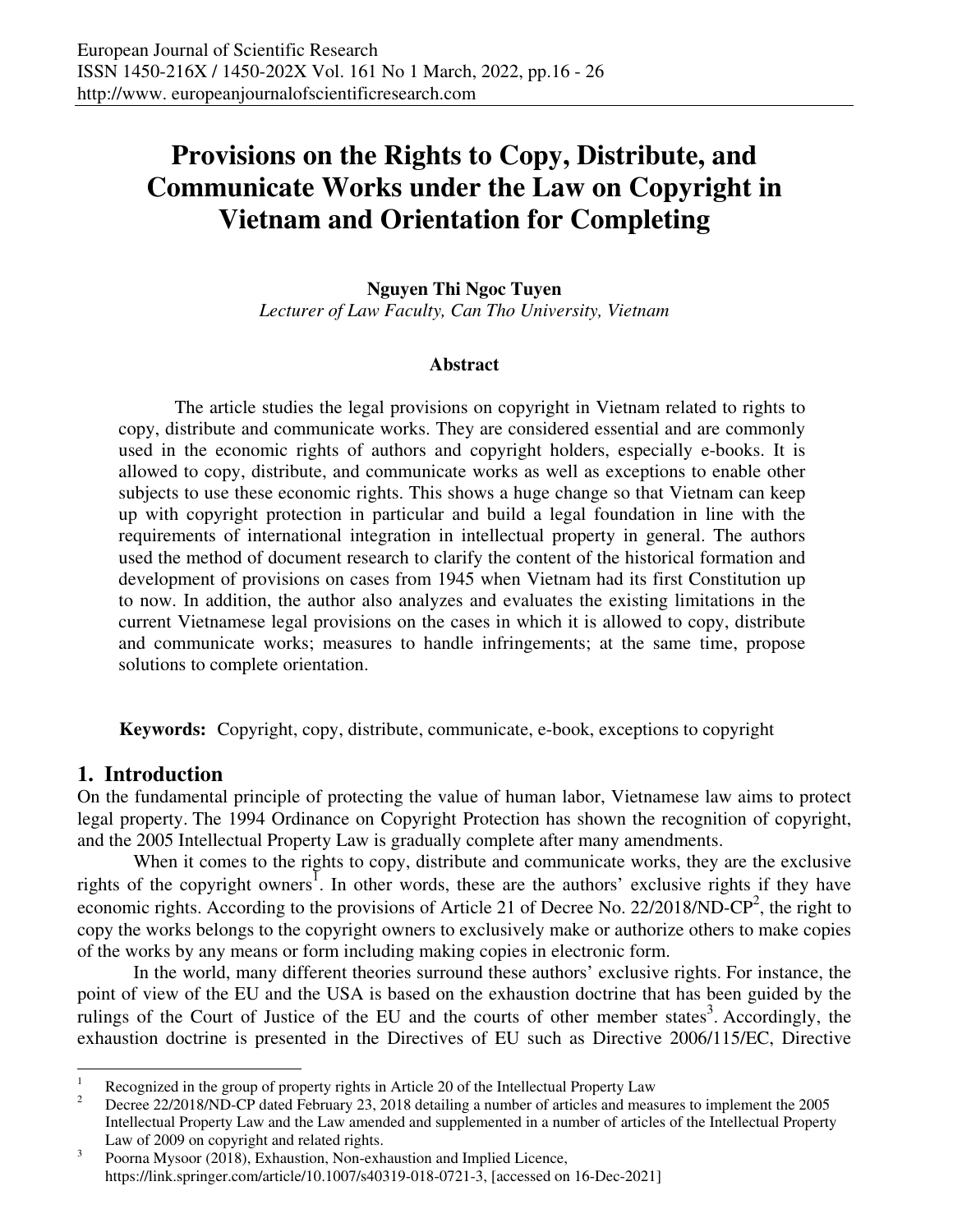# Provisions on the Rights to Copy, Distribute, and Communicate Works under the Law on Copyright in Vietnam and Orientation for Completing

**Nguyen Thi Ngoc Tuyen**

*Lecturer of Law Faculty, Can Tho University, Vietnam*

## Abstract

The article studies the legal provisions on copyright in Vietnam related to rights to copy, distribute and communicate works. They are considered essential and are commonly used in the economic rights of authors and copyright holders, especially e-books. It is allowed to copy, distribute, and communicate works as well as exceptions to enable other subjects to use these economic rights. This shows a huge change so that Vietnam can keep up with copyright protection in particular and build a legal foundation in line with the requirements of international integration in intellectual property in general. The authors used the method of document research to clarify the content of the historical formation and development of provisions on cases from 1945 when Vietnam had its first Constitution up to now. In addition, the author also analyzes and evaluates the existing limitations in the current Vietnamese legal provisions on the cases in which it is allowed to copy, distribute and communicate works; measures to handle infringements; at the same time, propose solutions to complete orientation.

**Keywords:** Copyright, copy, distribute, communicate, e-book, exceptions to copyright

## 1. Introduction

On the fundamental principle of protecting the value of human labor, Vietnamese law aims to protect legal property. The 1994 Ordinance on Copyright Protection has shown the recognition of copyright, and the 2005 Intellectual Property Law is gradually complete after many amendments.

When it comes to the rights to copy, distribute and communicate works, they are the exclusive rights of the copyright owners[1]. In other words, these are the authors' exclusive rights if they have economic rights. According to the provisions of Article 21 of Decree No. 22/2018/ND-CP[2], the right to copy the works belongs to the copyright owners to exclusively make or authorize others to make copies of the works by any means or form including making copies in electronic form.

In the world, many different theories surround these authors' exclusive rights. For instance, the point of view of the EU and the USA is based on the exhaustion doctrine that has been guided by the rulings of the Court of Justice of the EU and the courts of other member states[3]. Accordingly, the exhaustion doctrine is presented in the Directives of EU such as Directive 2006/115/EC, Directive

---

[1] Recognized in the group of property rights in Article 20 of the Intellectual Property Law

[2] Decree 22/2018/ND-CP dated February 23, 2018 detailing a number of articles and measures to implement the 2005 Intellectual Property Law and the Law amended and supplemented in a number of articles of the Intellectual Property Law of 2009 on copyright and related rights.

[3] Poorna Mysoor (2018), Exhaustion, Non-exhaustion and Implied Licence, https://link.springer.com/article/10.1007/s40319-018-0721-3, [accessed on 16-Dec-2021]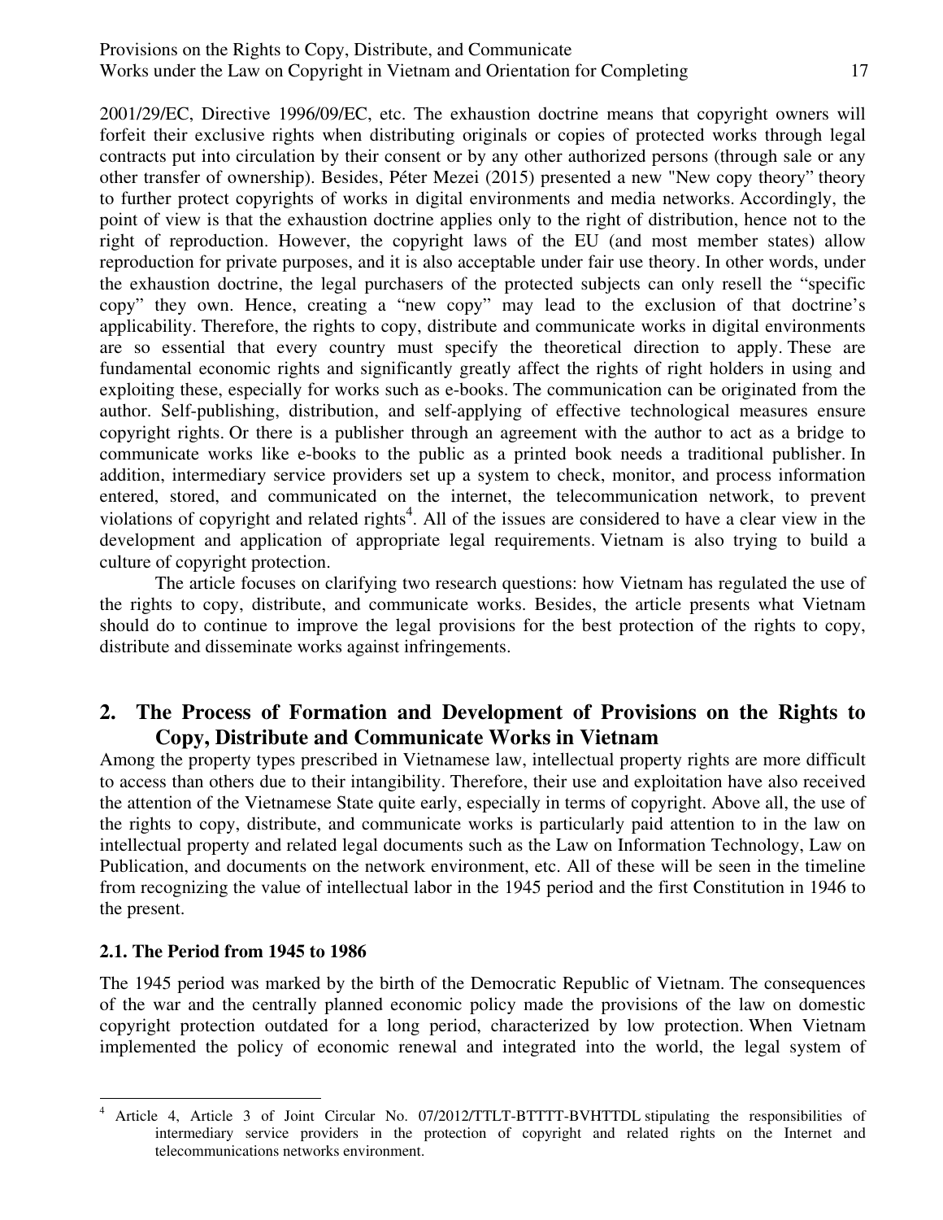2001/29/EC, Directive 1996/09/EC, etc. The exhaustion doctrine means that copyright owners will forfeit their exclusive rights when distributing originals or copies of protected works through legal contracts put into circulation by their consent or by any other authorized persons (through sale or any other transfer of ownership). Besides, Péter Mezei (2015) presented a new "New copy theory" theory to further protect copyrights of works in digital environments and media networks. Accordingly, the point of view is that the exhaustion doctrine applies only to the right of distribution, hence not to the right of reproduction. However, the copyright laws of the EU (and most member states) allow reproduction for private purposes, and it is also acceptable under fair use theory. In other words, under the exhaustion doctrine, the legal purchasers of the protected subjects can only resell the "specific copy" they own. Hence, creating a "new copy" may lead to the exclusion of that doctrine's applicability. Therefore, the rights to copy, distribute and communicate works in digital environments are so essential that every country must specify the theoretical direction to apply. These are fundamental economic rights and significantly greatly affect the rights of right holders in using and exploiting these, especially for works such as e-books. The communication can be originated from the author. Self-publishing, distribution, and self-applying of effective technological measures ensure copyright rights. Or there is a publisher through an agreement with the author to act as a bridge to communicate works like e-books to the public as a printed book needs a traditional publisher. In addition, intermediary service providers set up a system to check, monitor, and process information entered, stored, and communicated on the internet, the telecommunication network, to prevent violations of copyright and related rights[4]. All of the issues are considered to have a clear view in the development and application of appropriate legal requirements. Vietnam is also trying to build a culture of copyright protection.

The article focuses on clarifying two research questions: how Vietnam has regulated the use of the rights to copy, distribute, and communicate works. Besides, the article presents what Vietnam should do to continue to improve the legal provisions for the best protection of the rights to copy, distribute and disseminate works against infringements.

## 2. The Process of Formation and Development of Provisions on the Rights to Copy, Distribute and Communicate Works in Vietnam

Among the property types prescribed in Vietnamese law, intellectual property rights are more difficult to access than others due to their intangibility. Therefore, their use and exploitation have also received the attention of the Vietnamese State quite early, especially in terms of copyright. Above all, the use of the rights to copy, distribute, and communicate works is particularly paid attention to in the law on intellectual property and related legal documents such as the Law on Information Technology, Law on Publication, and documents on the network environment, etc. All of these will be seen in the timeline from recognizing the value of intellectual labor in the 1945 period and the first Constitution in 1946 to the present.

### 2.1. The Period from 1945 to 1986

The 1945 period was marked by the birth of the Democratic Republic of Vietnam. The consequences of the war and the centrally planned economic policy made the provisions of the law on domestic copyright protection outdated for a long period, characterized by low protection. When Vietnam implemented the policy of economic renewal and integrated into the world, the legal system of

---

[4] Article 4, Article 3 of Joint Circular No. 07/2012/TTLT-BTTTT-BVHTTDL stipulating the responsibilities of intermediary service providers in the protection of copyright and related rights on the Internet and telecommunications networks environment.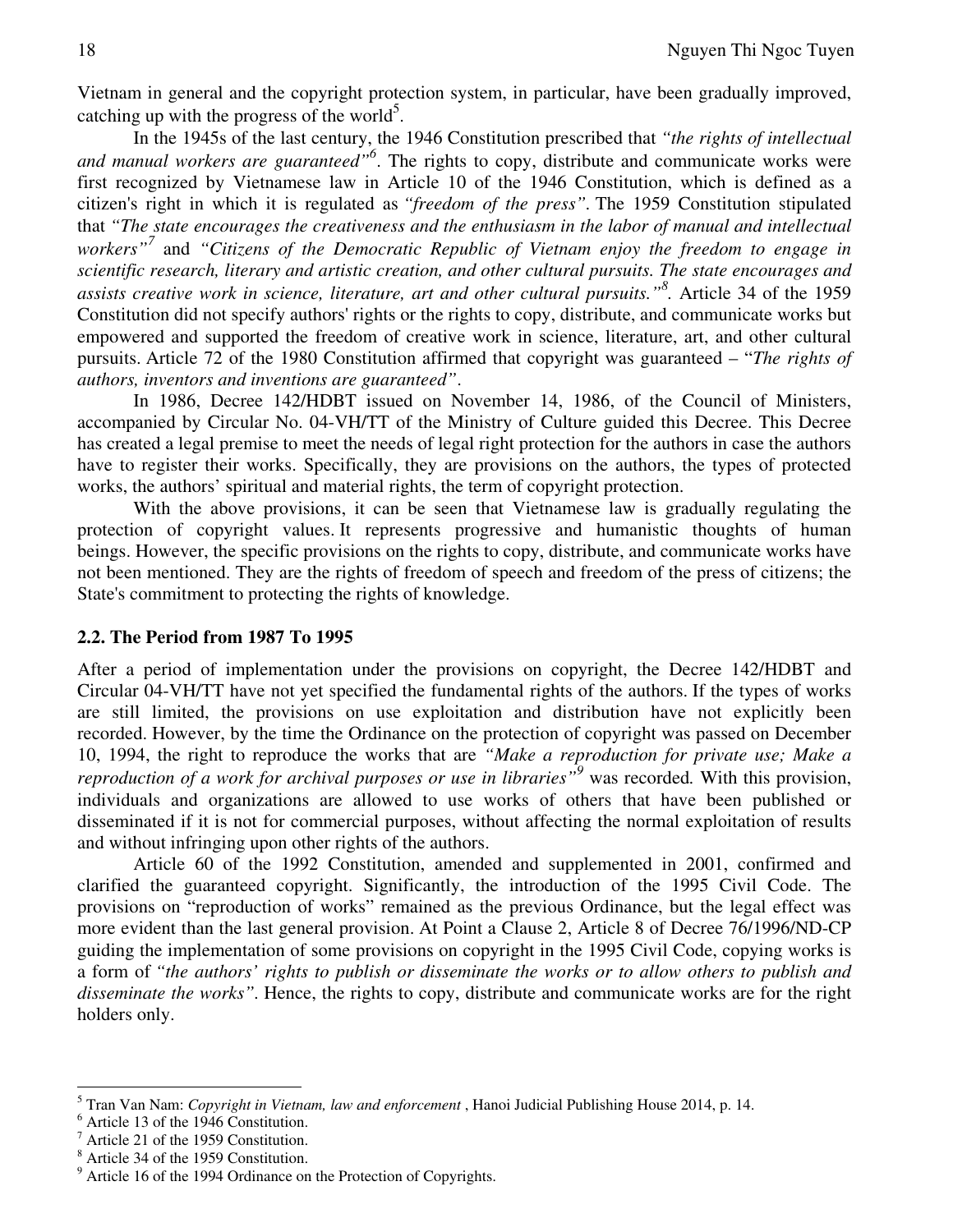Vietnam in general and the copyright protection system, in particular, have been gradually improved, catching up with the progress of the world[5].

In the 1945s of the last century, the 1946 Constitution prescribed that *"the rights of intellectual and manual workers are guaranteed"*[6]. The rights to copy, distribute and communicate works were first recognized by Vietnamese law in Article 10 of the 1946 Constitution, which is defined as a citizen's right in which it is regulated as *"freedom of the press"*. The 1959 Constitution stipulated that *"The state encourages the creativeness and the enthusiasm in the labor of manual and intellectual workers"*[7] and *"Citizens of the Democratic Republic of Vietnam enjoy the freedom to engage in scientific research, literary and artistic creation, and other cultural pursuits. The state encourages and assists creative work in science, literature, art and other cultural pursuits."*[8]. Article 34 of the 1959 Constitution did not specify authors' rights or the rights to copy, distribute, and communicate works but empowered and supported the freedom of creative work in science, literature, art, and other cultural pursuits. Article 72 of the 1980 Constitution affirmed that copyright was guaranteed – "*The rights of authors, inventors and inventions are guaranteed"*.

In 1986, Decree 142/HDBT issued on November 14, 1986, of the Council of Ministers, accompanied by Circular No. 04-VH/TT of the Ministry of Culture guided this Decree. This Decree has created a legal premise to meet the needs of legal right protection for the authors in case the authors have to register their works. Specifically, they are provisions on the authors, the types of protected works, the authors' spiritual and material rights, the term of copyright protection.

With the above provisions, it can be seen that Vietnamese law is gradually regulating the protection of copyright values. It represents progressive and humanistic thoughts of human beings. However, the specific provisions on the rights to copy, distribute, and communicate works have not been mentioned. They are the rights of freedom of speech and freedom of the press of citizens; the State's commitment to protecting the rights of knowledge.

### 2.2. The Period from 1987 To 1995

After a period of implementation under the provisions on copyright, the Decree 142/HDBT and Circular 04-VH/TT have not yet specified the fundamental rights of the authors. If the types of works are still limited, the provisions on use exploitation and distribution have not explicitly been recorded. However, by the time the Ordinance on the protection of copyright was passed on December 10, 1994, the right to reproduce the works that are *"Make a reproduction for private use; Make a reproduction of a work for archival purposes or use in libraries"*[9] was recorded. With this provision, individuals and organizations are allowed to use works of others that have been published or disseminated if it is not for commercial purposes, without affecting the normal exploitation of results and without infringing upon other rights of the authors.

Article 60 of the 1992 Constitution, amended and supplemented in 2001, confirmed and clarified the guaranteed copyright. Significantly, the introduction of the 1995 Civil Code. The provisions on "reproduction of works" remained as the previous Ordinance, but the legal effect was more evident than the last general provision. At Point a Clause 2, Article 8 of Decree 76/1996/ND-CP guiding the implementation of some provisions on copyright in the 1995 Civil Code, copying works is a form of *"the authors' rights to publish or disseminate the works or to allow others to publish and disseminate the works"*. Hence, the rights to copy, distribute and communicate works are for the right holders only.

---

[5] Tran Van Nam: *Copyright in Vietnam, law and enforcement* , Hanoi Judicial Publishing House 2014, p. 14.

[6] Article 13 of the 1946 Constitution.

[7] Article 21 of the 1959 Constitution.

[8] Article 34 of the 1959 Constitution.

[9] Article 16 of the 1994 Ordinance on the Protection of Copyrights.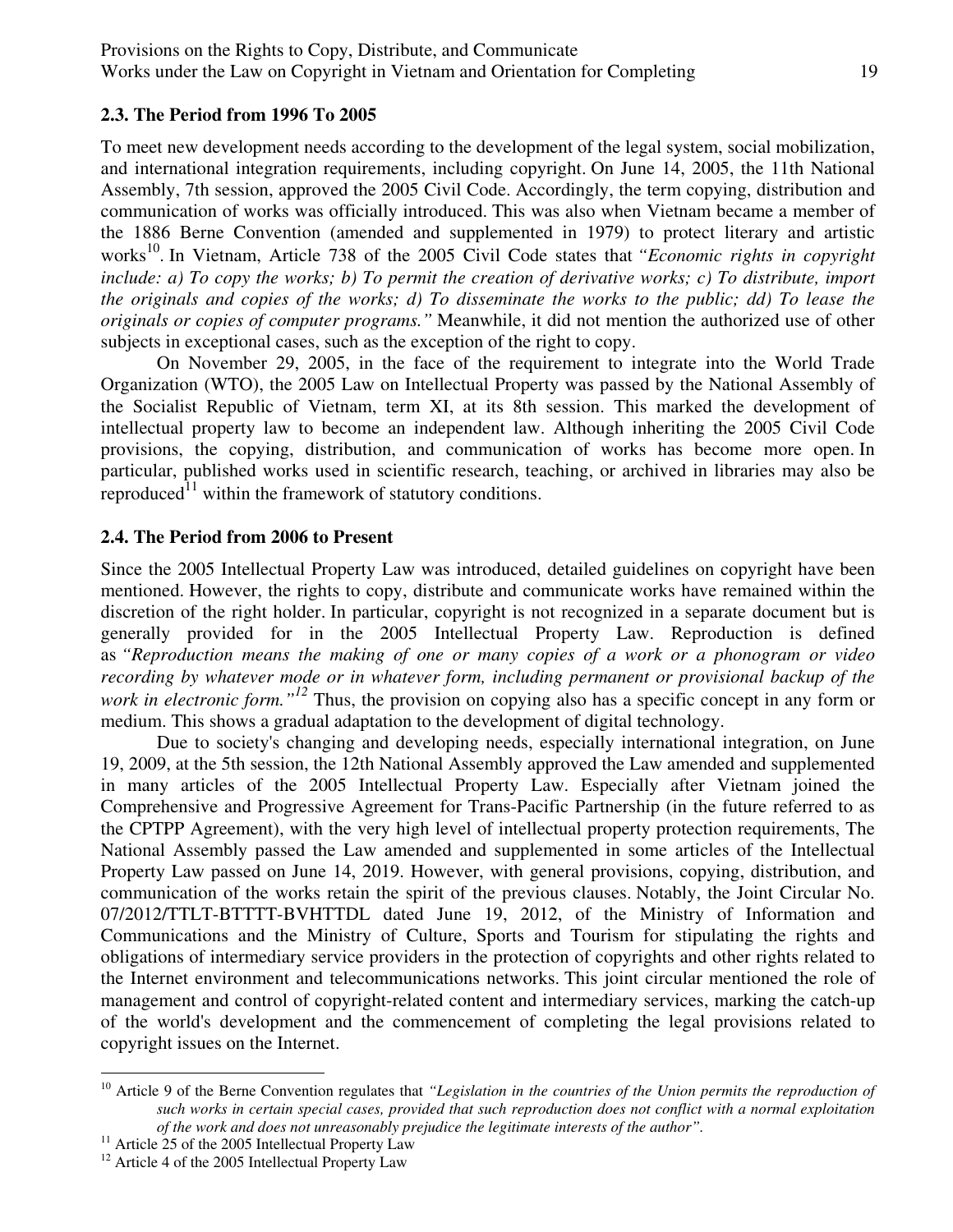### 2.3. The Period from 1996 To 2005

To meet new development needs according to the development of the legal system, social mobilization, and international integration requirements, including copyright. On June 14, 2005, the 11th National Assembly, 7th session, approved the 2005 Civil Code. Accordingly, the term copying, distribution and communication of works was officially introduced. This was also when Vietnam became a member of the 1886 Berne Convention (amended and supplemented in 1979) to protect literary and artistic works[10]. In Vietnam, Article 738 of the 2005 Civil Code states that *"Economic rights in copyright include: a) To copy the works; b) To permit the creation of derivative works; c) To distribute, import the originals and copies of the works; d) To disseminate the works to the public; dd) To lease the originals or copies of computer programs."* Meanwhile, it did not mention the authorized use of other subjects in exceptional cases, such as the exception of the right to copy.

On November 29, 2005, in the face of the requirement to integrate into the World Trade Organization (WTO), the 2005 Law on Intellectual Property was passed by the National Assembly of the Socialist Republic of Vietnam, term XI, at its 8th session. This marked the development of intellectual property law to become an independent law. Although inheriting the 2005 Civil Code provisions, the copying, distribution, and communication of works has become more open. In particular, published works used in scientific research, teaching, or archived in libraries may also be reproduced[11] within the framework of statutory conditions.

### 2.4. The Period from 2006 to Present

Since the 2005 Intellectual Property Law was introduced, detailed guidelines on copyright have been mentioned. However, the rights to copy, distribute and communicate works have remained within the discretion of the right holder. In particular, copyright is not recognized in a separate document but is generally provided for in the 2005 Intellectual Property Law. Reproduction is defined as *"Reproduction means the making of one or many copies of a work or a phonogram or video recording by whatever mode or in whatever form, including permanent or provisional backup of the work in electronic form."*[12] Thus, the provision on copying also has a specific concept in any form or medium. This shows a gradual adaptation to the development of digital technology.

Due to society's changing and developing needs, especially international integration, on June 19, 2009, at the 5th session, the 12th National Assembly approved the Law amended and supplemented in many articles of the 2005 Intellectual Property Law. Especially after Vietnam joined the Comprehensive and Progressive Agreement for Trans-Pacific Partnership (in the future referred to as the CPTPP Agreement), with the very high level of intellectual property protection requirements, The National Assembly passed the Law amended and supplemented in some articles of the Intellectual Property Law passed on June 14, 2019. However, with general provisions, copying, distribution, and communication of the works retain the spirit of the previous clauses. Notably, the Joint Circular No. 07/2012/TTLT-BTTTT-BVHTTDL dated June 19, 2012, of the Ministry of Information and Communications and the Ministry of Culture, Sports and Tourism for stipulating the rights and obligations of intermediary service providers in the protection of copyrights and other rights related to the Internet environment and telecommunications networks. This joint circular mentioned the role of management and control of copyright-related content and intermediary services, marking the catch-up of the world's development and the commencement of completing the legal provisions related to copyright issues on the Internet.

---

[10] Article 9 of the Berne Convention regulates that *"Legislation in the countries of the Union permits the reproduction of such works in certain special cases, provided that such reproduction does not conflict with a normal exploitation of the work and does not unreasonably prejudice the legitimate interests of the author"*.

[11] Article 25 of the 2005 Intellectual Property Law

[12] Article 4 of the 2005 Intellectual Property Law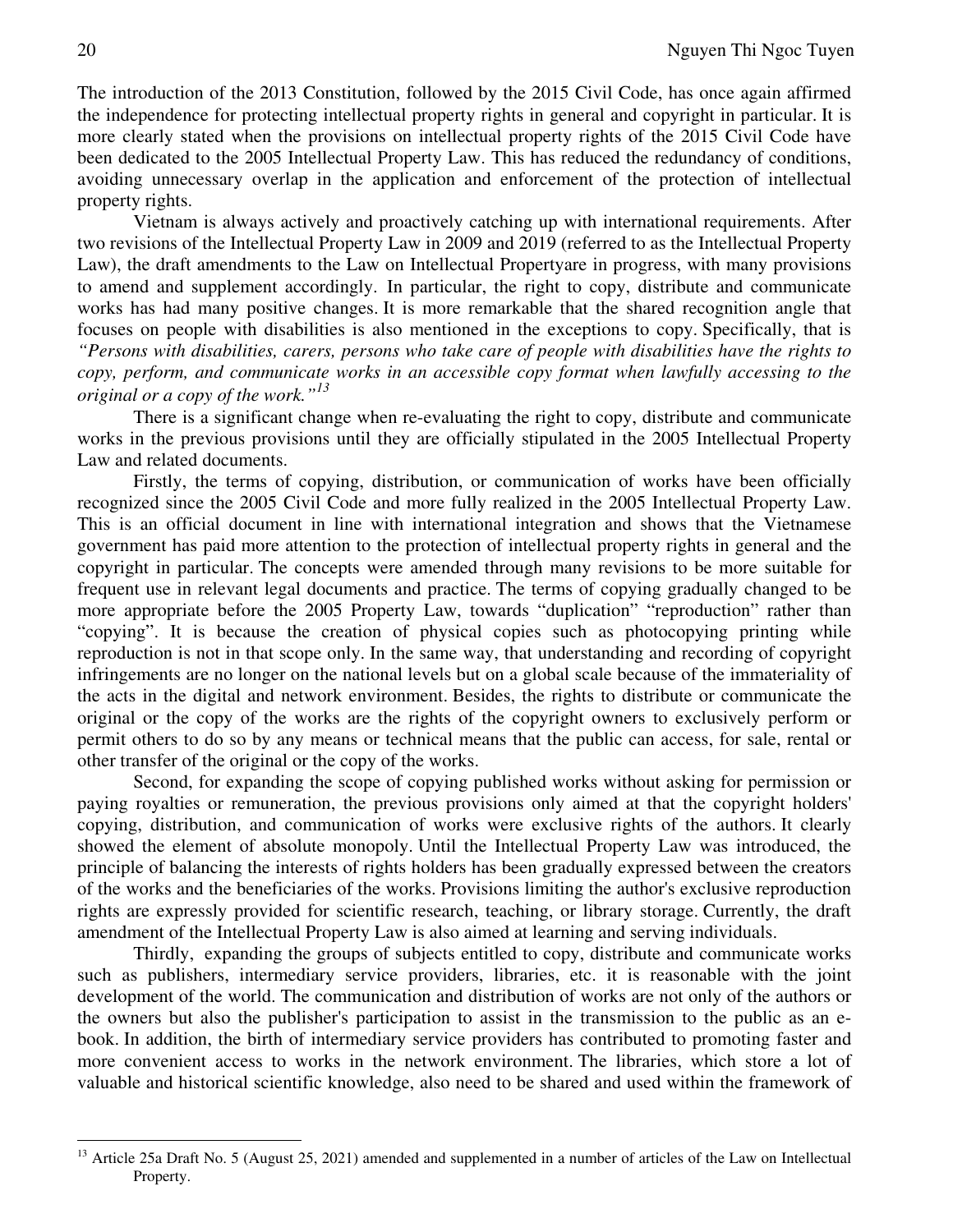The introduction of the 2013 Constitution, followed by the 2015 Civil Code, has once again affirmed the independence for protecting intellectual property rights in general and copyright in particular. It is more clearly stated when the provisions on intellectual property rights of the 2015 Civil Code have been dedicated to the 2005 Intellectual Property Law. This has reduced the redundancy of conditions, avoiding unnecessary overlap in the application and enforcement of the protection of intellectual property rights.

Vietnam is always actively and proactively catching up with international requirements. After two revisions of the Intellectual Property Law in 2009 and 2019 (referred to as the Intellectual Property Law), the draft amendments to the Law on Intellectual Propertyare in progress, with many provisions to amend and supplement accordingly. In particular, the right to copy, distribute and communicate works has had many positive changes. It is more remarkable that the shared recognition angle that focuses on people with disabilities is also mentioned in the exceptions to copy. Specifically, that is *"Persons with disabilities, carers, persons who take care of people with disabilities have the rights to copy, perform, and communicate works in an accessible copy format when lawfully accessing to the original or a copy of the work."*[13]

There is a significant change when re-evaluating the right to copy, distribute and communicate works in the previous provisions until they are officially stipulated in the 2005 Intellectual Property Law and related documents.

Firstly, the terms of copying, distribution, or communication of works have been officially recognized since the 2005 Civil Code and more fully realized in the 2005 Intellectual Property Law. This is an official document in line with international integration and shows that the Vietnamese government has paid more attention to the protection of intellectual property rights in general and the copyright in particular. The concepts were amended through many revisions to be more suitable for frequent use in relevant legal documents and practice. The terms of copying gradually changed to be more appropriate before the 2005 Property Law, towards "duplication" "reproduction" rather than "copying". It is because the creation of physical copies such as photocopying printing while reproduction is not in that scope only. In the same way, that understanding and recording of copyright infringements are no longer on the national levels but on a global scale because of the immateriality of the acts in the digital and network environment. Besides, the rights to distribute or communicate the original or the copy of the works are the rights of the copyright owners to exclusively perform or permit others to do so by any means or technical means that the public can access, for sale, rental or other transfer of the original or the copy of the works.

Second, for expanding the scope of copying published works without asking for permission or paying royalties or remuneration, the previous provisions only aimed at that the copyright holders' copying, distribution, and communication of works were exclusive rights of the authors. It clearly showed the element of absolute monopoly. Until the Intellectual Property Law was introduced, the principle of balancing the interests of rights holders has been gradually expressed between the creators of the works and the beneficiaries of the works. Provisions limiting the author's exclusive reproduction rights are expressly provided for scientific research, teaching, or library storage. Currently, the draft amendment of the Intellectual Property Law is also aimed at learning and serving individuals.

Thirdly, expanding the groups of subjects entitled to copy, distribute and communicate works such as publishers, intermediary service providers, libraries, etc. it is reasonable with the joint development of the world. The communication and distribution of works are not only of the authors or the owners but also the publisher's participation to assist in the transmission to the public as an e-book. In addition, the birth of intermediary service providers has contributed to promoting faster and more convenient access to works in the network environment. The libraries, which store a lot of valuable and historical scientific knowledge, also need to be shared and used within the framework of

[13] Article 25a Draft No. 5 (August 25, 2021) amended and supplemented in a number of articles of the Law on Intellectual Property.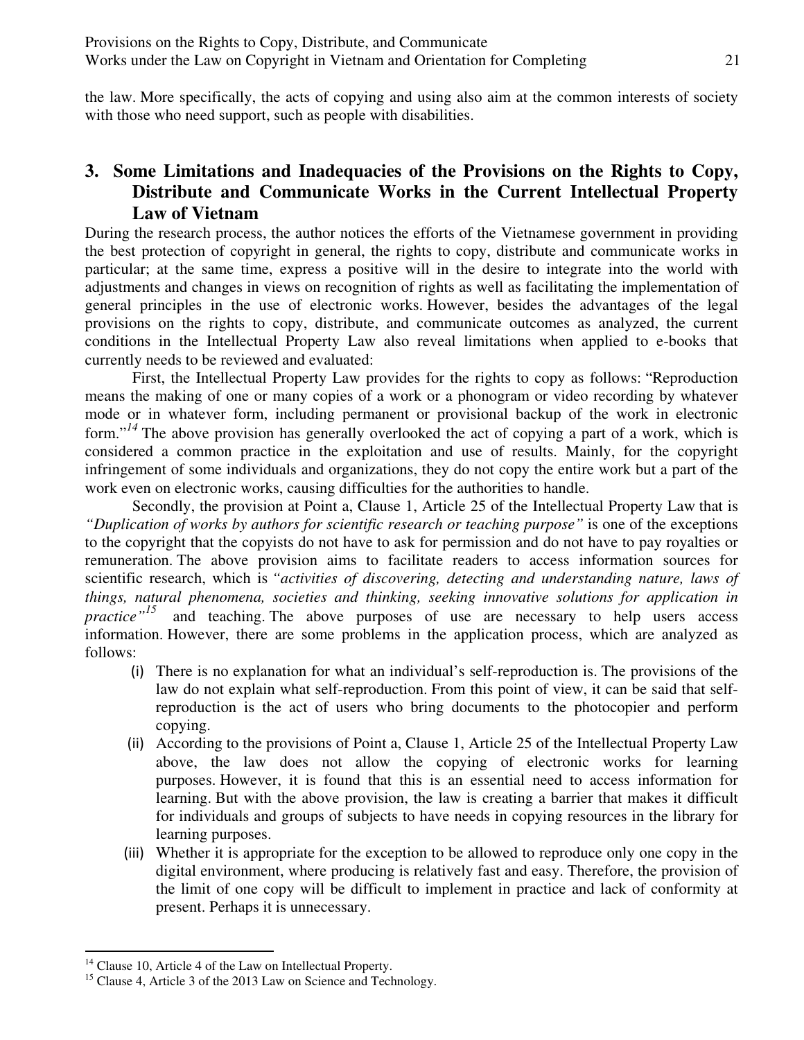the law. More specifically, the acts of copying and using also aim at the common interests of society with those who need support, such as people with disabilities.

## 3. Some Limitations and Inadequacies of the Provisions on the Rights to Copy, Distribute and Communicate Works in the Current Intellectual Property Law of Vietnam

During the research process, the author notices the efforts of the Vietnamese government in providing the best protection of copyright in general, the rights to copy, distribute and communicate works in particular; at the same time, express a positive will in the desire to integrate into the world with adjustments and changes in views on recognition of rights as well as facilitating the implementation of general principles in the use of electronic works. However, besides the advantages of the legal provisions on the rights to copy, distribute, and communicate outcomes as analyzed, the current conditions in the Intellectual Property Law also reveal limitations when applied to e-books that currently needs to be reviewed and evaluated:

First, the Intellectual Property Law provides for the rights to copy as follows: "Reproduction means the making of one or many copies of a work or a phonogram or video recording by whatever mode or in whatever form, including permanent or provisional backup of the work in electronic form."[14] The above provision has generally overlooked the act of copying a part of a work, which is considered a common practice in the exploitation and use of results. Mainly, for the copyright infringement of some individuals and organizations, they do not copy the entire work but a part of the work even on electronic works, causing difficulties for the authorities to handle.

Secondly, the provision at Point a, Clause 1, Article 25 of the Intellectual Property Law that is *"Duplication of works by authors for scientific research or teaching purpose"* is one of the exceptions to the copyright that the copyists do not have to ask for permission and do not have to pay royalties or remuneration. The above provision aims to facilitate readers to access information sources for scientific research, which is *"activities of discovering, detecting and understanding nature, laws of things, natural phenomena, societies and thinking, seeking innovative solutions for application in practice"*[15] and teaching. The above purposes of use are necessary to help users access information. However, there are some problems in the application process, which are analyzed as follows:

(i) There is no explanation for what an individual's self-reproduction is. The provisions of the law do not explain what self-reproduction. From this point of view, it can be said that self-reproduction is the act of users who bring documents to the photocopier and perform copying.

(ii) According to the provisions of Point a, Clause 1, Article 25 of the Intellectual Property Law above, the law does not allow the copying of electronic works for learning purposes. However, it is found that this is an essential need to access information for learning. But with the above provision, the law is creating a barrier that makes it difficult for individuals and groups of subjects to have needs in copying resources in the library for learning purposes.

(iii) Whether it is appropriate for the exception to be allowed to reproduce only one copy in the digital environment, where producing is relatively fast and easy. Therefore, the provision of the limit of one copy will be difficult to implement in practice and lack of conformity at present. Perhaps it is unnecessary.

---

[14] Clause 10, Article 4 of the Law on Intellectual Property.

[15] Clause 4, Article 3 of the 2013 Law on Science and Technology.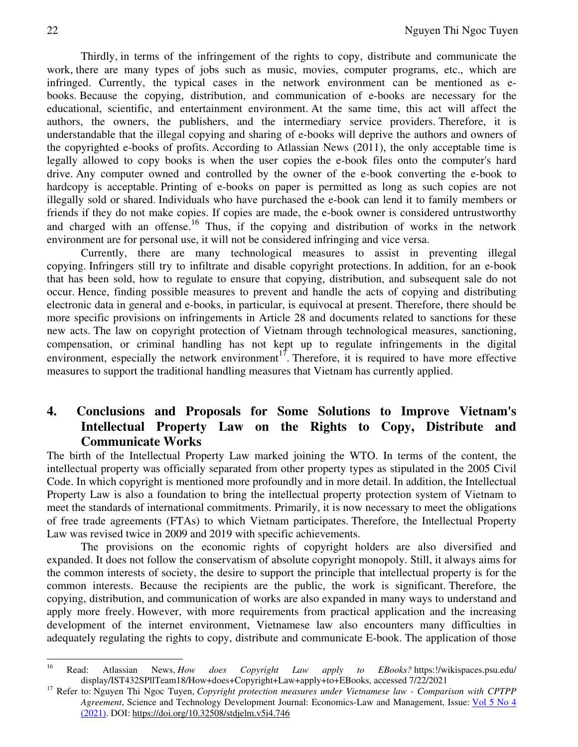Thirdly, in terms of the infringement of the rights to copy, distribute and communicate the work, there are many types of jobs such as music, movies, computer programs, etc., which are infringed. Currently, the typical cases in the network environment can be mentioned as e-books. Because the copying, distribution, and communication of e-books are necessary for the educational, scientific, and entertainment environment. At the same time, this act will affect the authors, the owners, the publishers, and the intermediary service providers. Therefore, it is understandable that the illegal copying and sharing of e-books will deprive the authors and owners of the copyrighted e-books of profits. According to Atlassian News (2011), the only acceptable time is legally allowed to copy books is when the user copies the e-book files onto the computer's hard drive. Any computer owned and controlled by the owner of the e-book converting the e-book to hardcopy is acceptable. Printing of e-books on paper is permitted as long as such copies are not illegally sold or shared. Individuals who have purchased the e-book can lend it to family members or friends if they do not make copies. If copies are made, the e-book owner is considered untrustworthy and charged with an offense.[16] Thus, if the copying and distribution of works in the network environment are for personal use, it will not be considered infringing and vice versa.

Currently, there are many technological measures to assist in preventing illegal copying. Infringers still try to infiltrate and disable copyright protections. In addition, for an e-book that has been sold, how to regulate to ensure that copying, distribution, and subsequent sale do not occur. Hence, finding possible measures to prevent and handle the acts of copying and distributing electronic data in general and e-books, in particular, is equivocal at present. Therefore, there should be more specific provisions on infringements in Article 28 and documents related to sanctions for these new acts. The law on copyright protection of Vietnam through technological measures, sanctioning, compensation, or criminal handling has not kept up to regulate infringements in the digital environment, especially the network environment[17]. Therefore, it is required to have more effective measures to support the traditional handling measures that Vietnam has currently applied.

## 4. Conclusions and Proposals for Some Solutions to Improve Vietnam's Intellectual Property Law on the Rights to Copy, Distribute and Communicate Works

The birth of the Intellectual Property Law marked joining the WTO. In terms of the content, the intellectual property was officially separated from other property types as stipulated in the 2005 Civil Code. In which copyright is mentioned more profoundly and in more detail. In addition, the Intellectual Property Law is also a foundation to bring the intellectual property protection system of Vietnam to meet the standards of international commitments. Primarily, it is now necessary to meet the obligations of free trade agreements (FTAs) to which Vietnam participates. Therefore, the Intellectual Property Law was revised twice in 2009 and 2019 with specific achievements.

The provisions on the economic rights of copyright holders are also diversified and expanded. It does not follow the conservatism of absolute copyright monopoly. Still, it always aims for the common interests of society, the desire to support the principle that intellectual property is for the common interests. Because the recipients are the public, the work is significant. Therefore, the copying, distribution, and communication of works are also expanded in many ways to understand and apply more freely. However, with more requirements from practical application and the increasing development of the internet environment, Vietnamese law also encounters many difficulties in adequately regulating the rights to copy, distribute and communicate E-book. The application of those

---

[16] Read: Atlassian News, *How does Copyright Law apply to EBooks?* https:!/wikispaces.psu.edu/display/IST432SPllTeam18/How+does+Copyright+Law+apply+to+EBooks, accessed 7/22/2021

[17] Refer to: Nguyen Thi Ngoc Tuyen, *Copyright protection measures under Vietnamese law - Comparison with CPTPP Agreement*, Science and Technology Development Journal: Economics-Law and Management, Issue: Vol 5 No 4 (2021). DOI: https://doi.org/10.32508/stdjelm.v5i4.746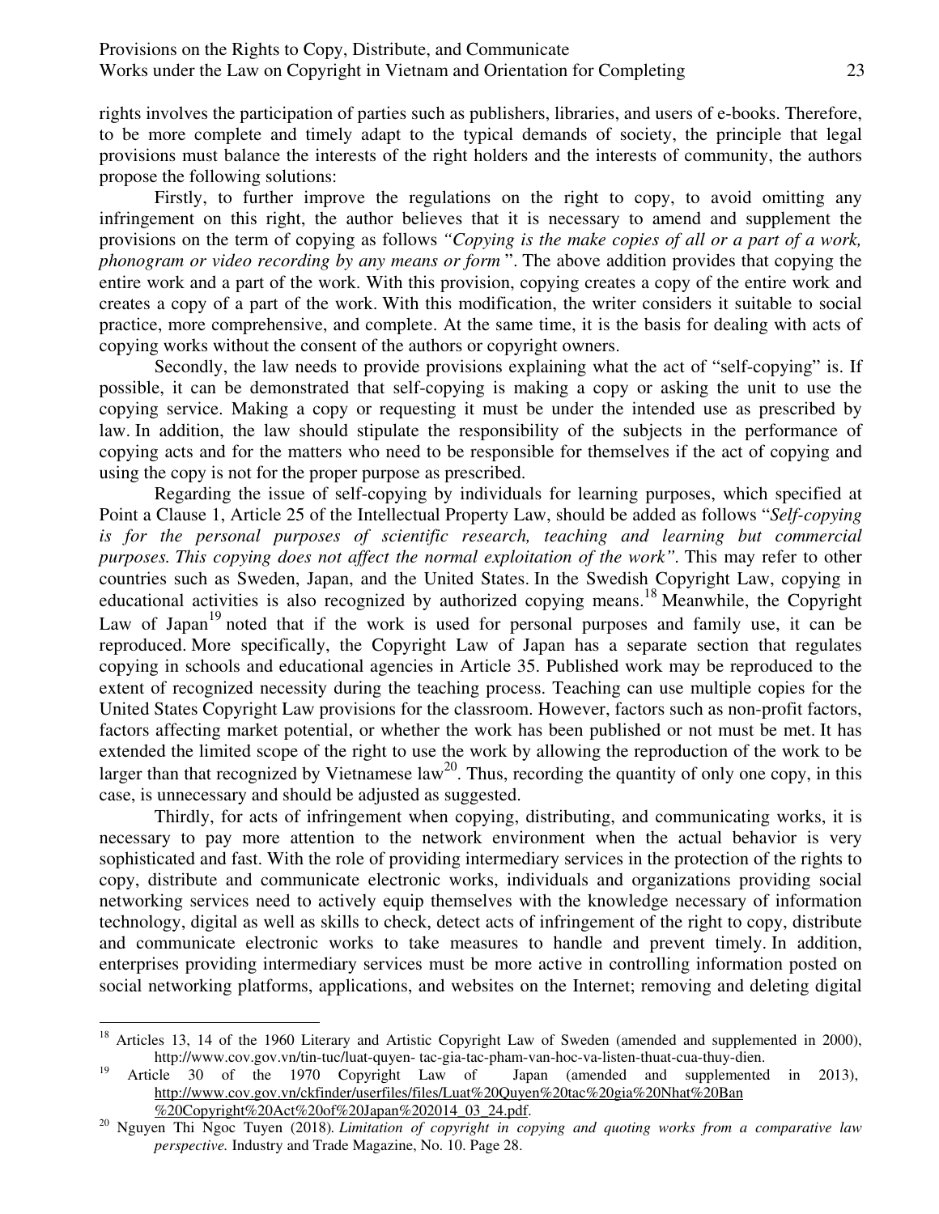rights involves the participation of parties such as publishers, libraries, and users of e-books. Therefore, to be more complete and timely adapt to the typical demands of society, the principle that legal provisions must balance the interests of the right holders and the interests of community, the authors propose the following solutions:

Firstly, to further improve the regulations on the right to copy, to avoid omitting any infringement on this right, the author believes that it is necessary to amend and supplement the provisions on the term of copying as follows *"Copying is the make copies of all or a part of a work, phonogram or video recording by any means or form"*. The above addition provides that copying the entire work and a part of the work. With this provision, copying creates a copy of the entire work and creates a copy of a part of the work. With this modification, the writer considers it suitable to social practice, more comprehensive, and complete. At the same time, it is the basis for dealing with acts of copying works without the consent of the authors or copyright owners.

Secondly, the law needs to provide provisions explaining what the act of "self-copying" is. If possible, it can be demonstrated that self-copying is making a copy or asking the unit to use the copying service. Making a copy or requesting it must be under the intended use as prescribed by law. In addition, the law should stipulate the responsibility of the subjects in the performance of copying acts and for the matters who need to be responsible for themselves if the act of copying and using the copy is not for the proper purpose as prescribed.

Regarding the issue of self-copying by individuals for learning purposes, which specified at Point a Clause 1, Article 25 of the Intellectual Property Law, should be added as follows "*Self-copying is for the personal purposes of scientific research, teaching and learning but commercial purposes. This copying does not affect the normal exploitation of the work"*. This may refer to other countries such as Sweden, Japan, and the United States. In the Swedish Copyright Law, copying in educational activities is also recognized by authorized copying means.[18] Meanwhile, the Copyright Law of Japan[19] noted that if the work is used for personal purposes and family use, it can be reproduced. More specifically, the Copyright Law of Japan has a separate section that regulates copying in schools and educational agencies in Article 35. Published work may be reproduced to the extent of recognized necessity during the teaching process. Teaching can use multiple copies for the United States Copyright Law provisions for the classroom. However, factors such as non-profit factors, factors affecting market potential, or whether the work has been published or not must be met. It has extended the limited scope of the right to use the work by allowing the reproduction of the work to be larger than that recognized by Vietnamese law[20]. Thus, recording the quantity of only one copy, in this case, is unnecessary and should be adjusted as suggested.

Thirdly, for acts of infringement when copying, distributing, and communicating works, it is necessary to pay more attention to the network environment when the actual behavior is very sophisticated and fast. With the role of providing intermediary services in the protection of the rights to copy, distribute and communicate electronic works, individuals and organizations providing social networking services need to actively equip themselves with the knowledge necessary of information technology, digital as well as skills to check, detect acts of infringement of the right to copy, distribute and communicate electronic works to take measures to handle and prevent timely. In addition, enterprises providing intermediary services must be more active in controlling information posted on social networking platforms, applications, and websites on the Internet; removing and deleting digital

---

[18] Articles 13, 14 of the 1960 Literary and Artistic Copyright Law of Sweden (amended and supplemented in 2000), http://www.cov.gov.vn/tin-tuc/luat-quyen- tac-gia-tac-pham-van-hoc-va-listen-thuat-cua-thuy-dien.

[19] Article 30 of the 1970 Copyright Law of Japan (amended and supplemented in 2013), http://www.cov.gov.vn/ckfinder/userfiles/files/Luat%20Quyen%20tac%20gia%20Nhat%20Ban%20Copyright%20Act%20of%20Japan%202014_03_24.pdf.

[20] Nguyen Thi Ngoc Tuyen (2018). *Limitation of copyright in copying and quoting works from a comparative law perspective.* Industry and Trade Magazine, No. 10. Page 28.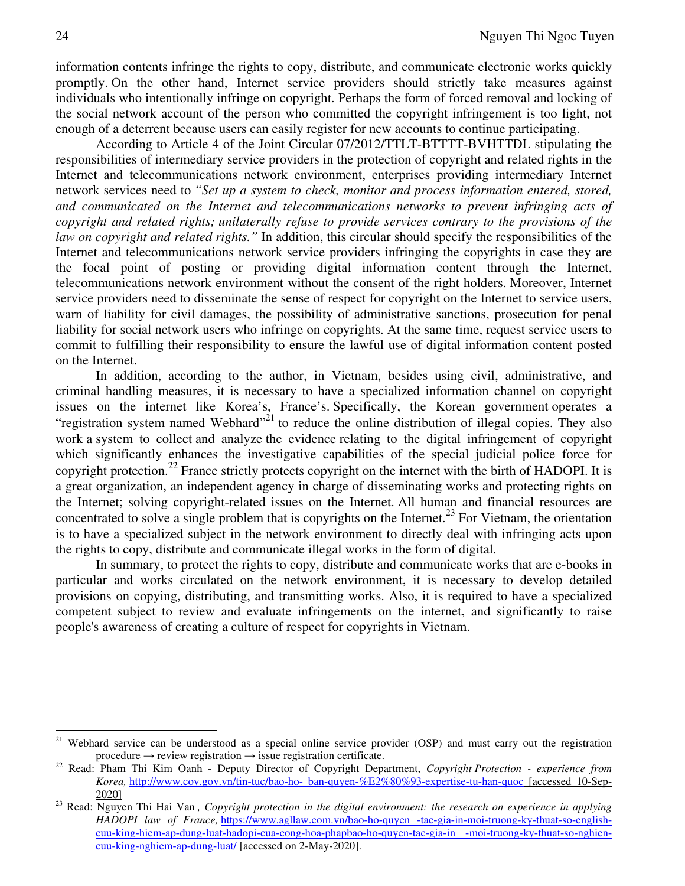information contents infringe the rights to copy, distribute, and communicate electronic works quickly promptly. On the other hand, Internet service providers should strictly take measures against individuals who intentionally infringe on copyright. Perhaps the form of forced removal and locking of the social network account of the person who committed the copyright infringement is too light, not enough of a deterrent because users can easily register for new accounts to continue participating.

According to Article 4 of the Joint Circular 07/2012/TTLT-BTTTT-BVHTTDL stipulating the responsibilities of intermediary service providers in the protection of copyright and related rights in the Internet and telecommunications network environment, enterprises providing intermediary Internet network services need to *"Set up a system to check, monitor and process information entered, stored, and communicated on the Internet and telecommunications networks to prevent infringing acts of copyright and related rights; unilaterally refuse to provide services contrary to the provisions of the law on copyright and related rights."* In addition, this circular should specify the responsibilities of the Internet and telecommunications network service providers infringing the copyrights in case they are the focal point of posting or providing digital information content through the Internet, telecommunications network environment without the consent of the right holders. Moreover, Internet service providers need to disseminate the sense of respect for copyright on the Internet to service users, warn of liability for civil damages, the possibility of administrative sanctions, prosecution for penal liability for social network users who infringe on copyrights. At the same time, request service users to commit to fulfilling their responsibility to ensure the lawful use of digital information content posted on the Internet.

In addition, according to the author, in Vietnam, besides using civil, administrative, and criminal handling measures, it is necessary to have a specialized information channel on copyright issues on the internet like Korea's, France's. Specifically, the Korean government operates a "registration system named Webhard"[21] to reduce the online distribution of illegal copies. They also work a system to collect and analyze the evidence relating to the digital infringement of copyright which significantly enhances the investigative capabilities of the special judicial police force for copyright protection.[22] France strictly protects copyright on the internet with the birth of HADOPI. It is a great organization, an independent agency in charge of disseminating works and protecting rights on the Internet; solving copyright-related issues on the Internet. All human and financial resources are concentrated to solve a single problem that is copyrights on the Internet.[23] For Vietnam, the orientation is to have a specialized subject in the network environment to directly deal with infringing acts upon the rights to copy, distribute and communicate illegal works in the form of digital.

In summary, to protect the rights to copy, distribute and communicate works that are e-books in particular and works circulated on the network environment, it is necessary to develop detailed provisions on copying, distributing, and transmitting works. Also, it is required to have a specialized competent subject to review and evaluate infringements on the internet, and significantly to raise people's awareness of creating a culture of respect for copyrights in Vietnam.

---

[21] Webhard service can be understood as a special online service provider (OSP) and must carry out the registration procedure → review registration → issue registration certificate.

[22] Read: Pham Thi Kim Oanh - Deputy Director of Copyright Department, *Copyright Protection - experience from Korea,* http://www.cov.gov.vn/tin-tuc/bao-ho- ban-quyen-%E2%80%93-expertise-tu-han-quoc [accessed 10-Sep-2020]

[23] Read: Nguyen Thi Hai Van , *Copyright protection in the digital environment: the research on experience in applying HADOPI law of France,* https://www.agllaw.com.vn/bao-ho-quyen -tac-gia-in-moi-truong-ky-thuat-so-english-cuu-king-hiem-ap-dung-luat-hadopi-cua-cong-hoa-phapbao-ho-quyen-tac-gia-in -moi-truong-ky-thuat-so-nghien-cuu-king-nghiem-ap-dung-luat/ [accessed on 2-May-2020].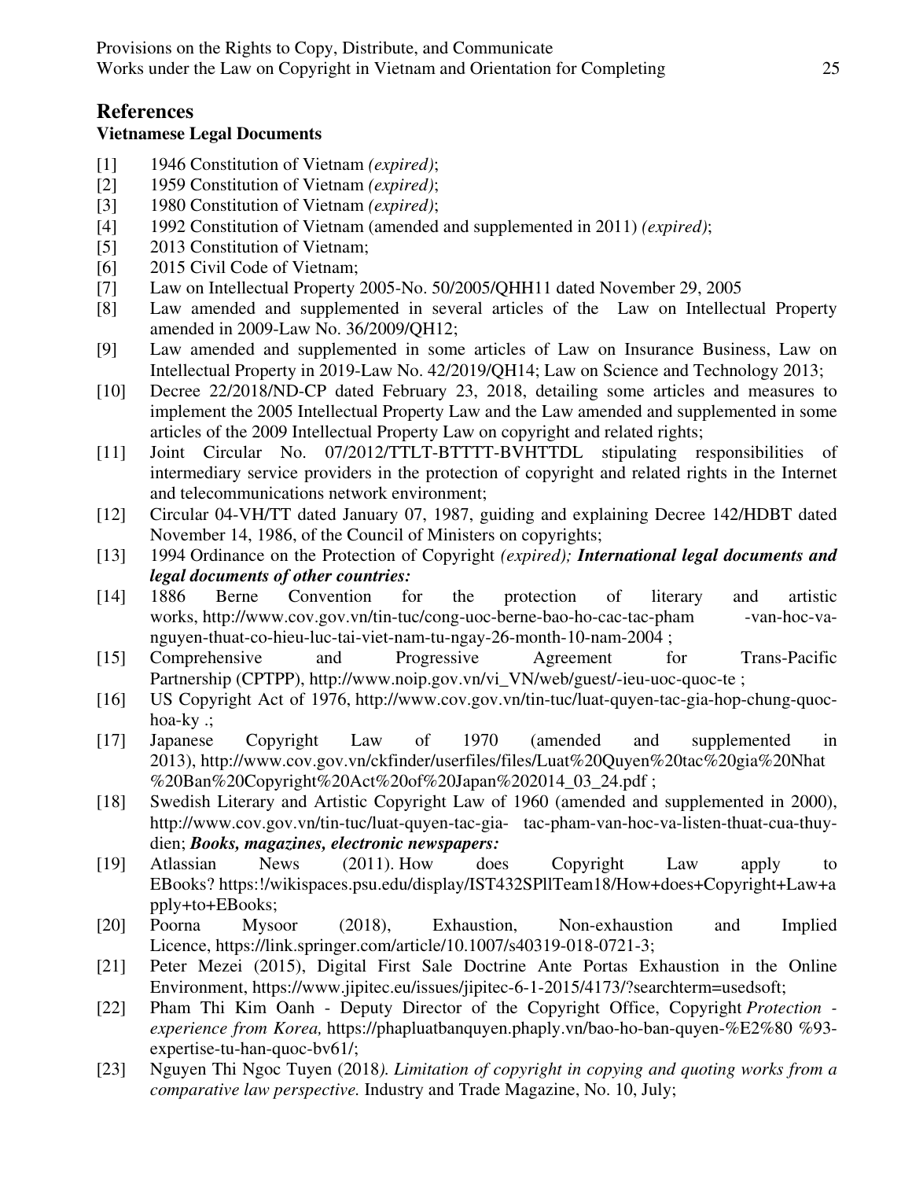## References

### Vietnamese Legal Documents

[1] 1946 Constitution of Vietnam *(expired)*;

[2] 1959 Constitution of Vietnam *(expired)*;

[3] 1980 Constitution of Vietnam *(expired)*;

[4] 1992 Constitution of Vietnam (amended and supplemented in 2011) *(expired)*;

[5] 2013 Constitution of Vietnam;

[6] 2015 Civil Code of Vietnam;

[7] Law on Intellectual Property 2005-No. 50/2005/QHH11 dated November 29, 2005

[8] Law amended and supplemented in several articles of the Law on Intellectual Property amended in 2009-Law No. 36/2009/QH12;

[9] Law amended and supplemented in some articles of Law on Insurance Business, Law on Intellectual Property in 2019-Law No. 42/2019/QH14; Law on Science and Technology 2013;

[10] Decree 22/2018/ND-CP dated February 23, 2018, detailing some articles and measures to implement the 2005 Intellectual Property Law and the Law amended and supplemented in some articles of the 2009 Intellectual Property Law on copyright and related rights;

[11] Joint Circular No. 07/2012/TTLT-BTTTT-BVHTTDL stipulating responsibilities of intermediary service providers in the protection of copyright and related rights in the Internet and telecommunications network environment;

[12] Circular 04-VH/TT dated January 07, 1987, guiding and explaining Decree 142/HDBT dated November 14, 1986, of the Council of Ministers on copyrights;

[13] 1994 Ordinance on the Protection of Copyright *(expired)*; ***International legal documents and legal documents of other countries:***

[14] 1886 Berne Convention for the protection of literary and artistic works, http://www.cov.gov.vn/tin-tuc/cong-uoc-berne-bao-ho-cac-tac-pham -van-hoc-va-nguyen-thuat-co-hieu-luc-tai-viet-nam-tu-ngay-26-month-10-nam-2004 ;

[15] Comprehensive and Progressive Agreement for Trans-Pacific Partnership (CPTPP), http://www.noip.gov.vn/vi_VN/web/guest/-ieu-uoc-quoc-te ;

[16] US Copyright Act of 1976, http://www.cov.gov.vn/tin-tuc/luat-quyen-tac-gia-hop-chung-quoc-hoa-ky .;

[17] Japanese Copyright Law of 1970 (amended and supplemented in 2013), http://www.cov.gov.vn/ckfinder/userfiles/files/Luat%20Quyen%20tac%20gia%20Nhat%20Ban%20Copyright%20Act%20of%20Japan%202014_03_24.pdf ;

[18] Swedish Literary and Artistic Copyright Law of 1960 (amended and supplemented in 2000), http://www.cov.gov.vn/tin-tuc/luat-quyen-tac-gia- tac-pham-van-hoc-va-listen-thuat-cua-thuy-dien; ***Books, magazines, electronic newspapers:***

[19] Atlassian News (2011). How does Copyright Law apply to EBooks? https:!/wikispaces.psu.edu/display/IST432SPllTeam18/How+does+Copyright+Law+apply+to+EBooks;

[20] Poorna Mysoor (2018), Exhaustion, Non-exhaustion and Implied Licence, https://link.springer.com/article/10.1007/s40319-018-0721-3;

[21] Peter Mezei (2015), Digital First Sale Doctrine Ante Portas Exhaustion in the Online Environment, https://www.jipitec.eu/issues/jipitec-6-1-2015/4173/?searchterm=usedsoft;

[22] Pham Thi Kim Oanh - Deputy Director of the Copyright Office, Copyright *Protection - experience from Korea,* https://phapluatbanquyen.phaply.vn/bao-ho-ban-quyen-%E2%80 %93-expertise-tu-han-quoc-bv61/;

[23] Nguyen Thi Ngoc Tuyen (2018*). Limitation of copyright in copying and quoting works from a comparative law perspective.* Industry and Trade Magazine, No. 10, July;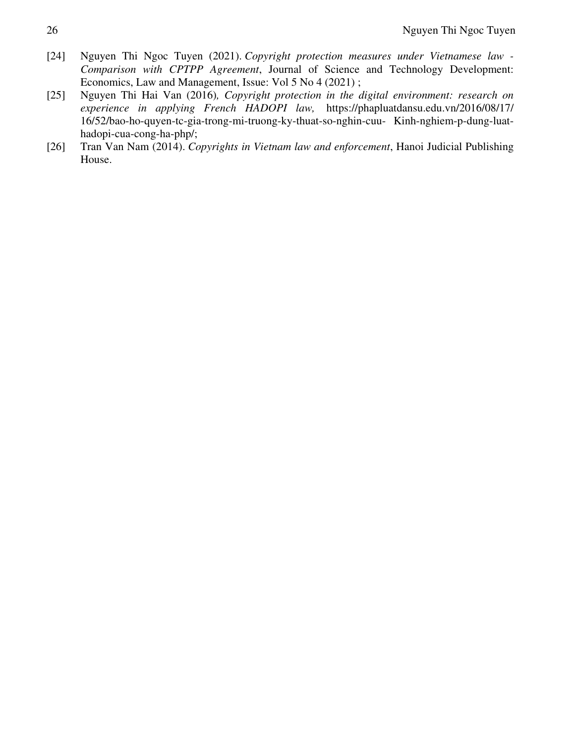[24] Nguyen Thi Ngoc Tuyen (2021). *Copyright protection measures under Vietnamese law - Comparison with CPTPP Agreement*, Journal of Science and Technology Development: Economics, Law and Management, Issue: Vol 5 No 4 (2021) ;

[25] Nguyen Thi Hai Van (2016)*, Copyright protection in the digital environment: research on experience in applying French HADOPI law,* https://phapluatdansu.edu.vn/2016/08/17/16/52/bao-ho-quyen-tc-gia-trong-mi-truong-ky-thuat-so-nghin-cuu- Kinh-nghiem-p-dung-luat-hadopi-cua-cong-ha-php/;

[26] Tran Van Nam (2014). *Copyrights in Vietnam law and enforcement*, Hanoi Judicial Publishing House.